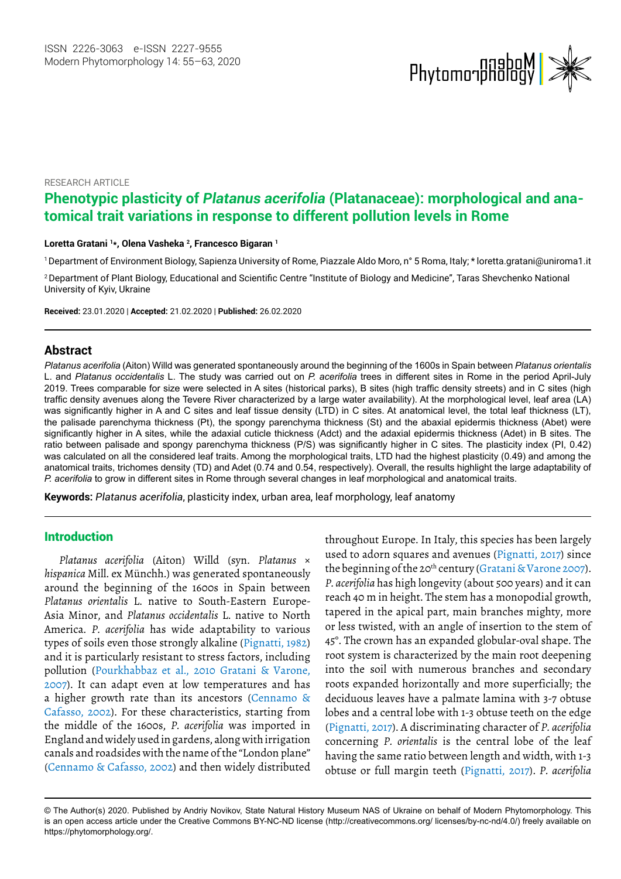RESEARCH ARTICLE

# Phenotypic plasticity of *Platanus acerifolia* (Platanaceae): morphological and anatomical trait variations in response to different pollution levels in Rome

**Loretta Gratani [1]\*, Olena Vasheka [2], Francesco Bigaran [1]**

[1] Department of Environment Biology, Sapienza University of Rome, Piazzale Aldo Moro, n° 5 Roma, Italy; * loretta.gratani@uniroma1.it

[2] Department of Plant Biology, Educational and Scientific Centre "Institute of Biology and Medicine", Taras Shevchenko National University of Kyiv, Ukraine

**Received:** 23.01.2020 | **Accepted:** 21.02.2020 | **Published:** 26.02.2020

## Abstract

*Platanus acerifolia* (Aiton) Willd was generated spontaneously around the beginning of the 1600s in Spain between *Platanus orientalis* L. and *Platanus occidentalis* L. The study was carried out on *P. acerifolia* trees in different sites in Rome in the period April-July 2019. Trees comparable for size were selected in A sites (historical parks), B sites (high traffic density streets) and in C sites (high traffic density avenues along the Tevere River characterized by a large water availability). At the morphological level, leaf area (LA) was significantly higher in A and C sites and leaf tissue density (LTD) in C sites. At anatomical level, the total leaf thickness (LT), the palisade parenchyma thickness (Pt), the spongy parenchyma thickness (St) and the abaxial epidermis thickness (Abet) were significantly higher in A sites, while the adaxial cuticle thickness (Adct) and the adaxial epidermis thickness (Adet) in B sites. The ratio between palisade and spongy parenchyma thickness (P/S) was significantly higher in C sites. The plasticity index (PI, 0.42) was calculated on all the considered leaf traits. Among the morphological traits, LTD had the highest plasticity (0.49) and among the anatomical traits, trichomes density (TD) and Adet (0.74 and 0.54, respectively). Overall, the results highlight the large adaptability of *P. acerifolia* to grow in different sites in Rome through several changes in leaf morphological and anatomical traits.

**Keywords:** *Platanus acerifolia*, plasticity index, urban area, leaf morphology, leaf anatomy

## Introduction

*Platanus acerifolia* (Aiton) Willd (syn. *Platanus × hispanica* Mill. ex Münchh.) was generated spontaneously around the beginning of the 1600s in Spain between *Platanus orientalis* L. native to South-Eastern Europe-Asia Minor, and *Platanus occidentalis* L. native to North America. *P. acerifolia* has wide adaptability to various types of soils even those strongly alkaline (Pignatti, 1982) and it is particularly resistant to stress factors, including pollution (Pourkhabbaz et al., 2010 Gratani & Varone, 2007). It can adapt even at low temperatures and has a higher growth rate than its ancestors (Cennamo & Cafasso, 2002). For these characteristics, starting from the middle of the 1600s, *P. acerifolia* was imported in England and widely used in gardens, along with irrigation canals and roadsides with the name of the "London plane" (Cennamo & Cafasso, 2002) and then widely distributed throughout Europe. In Italy, this species has been largely used to adorn squares and avenues (Pignatti, 2017) since the beginning of the 20th century (Gratani & Varone 2007). *P. acerifolia* has high longevity (about 500 years) and it can reach 40 m in height. The stem has a monopodial growth, tapered in the apical part, main branches mighty, more or less twisted, with an angle of insertion to the stem of 45°. The crown has an expanded globular-oval shape. The root system is characterized by the main root deepening into the soil with numerous branches and secondary roots expanded horizontally and more superficially; the deciduous leaves have a palmate lamina with 3-7 obtuse lobes and a central lobe with 1-3 obtuse teeth on the edge (Pignatti, 2017). A discriminating character of *P. acerifolia* concerning *P. orientalis* is the central lobe of the leaf having the same ratio between length and width, with 1-3 obtuse or full margin teeth (Pignatti, 2017). *P. acerifolia*

© The Author(s) 2020. Published by Andriy Novikov, State Natural History Museum NAS of Ukraine on behalf of Modern Phytomorphology. This is an open access article under the Creative Commons BY-NC-ND license (http://creativecommons.org/ licenses/by-nc-nd/4.0/) freely available on https://phytomorphology.org/.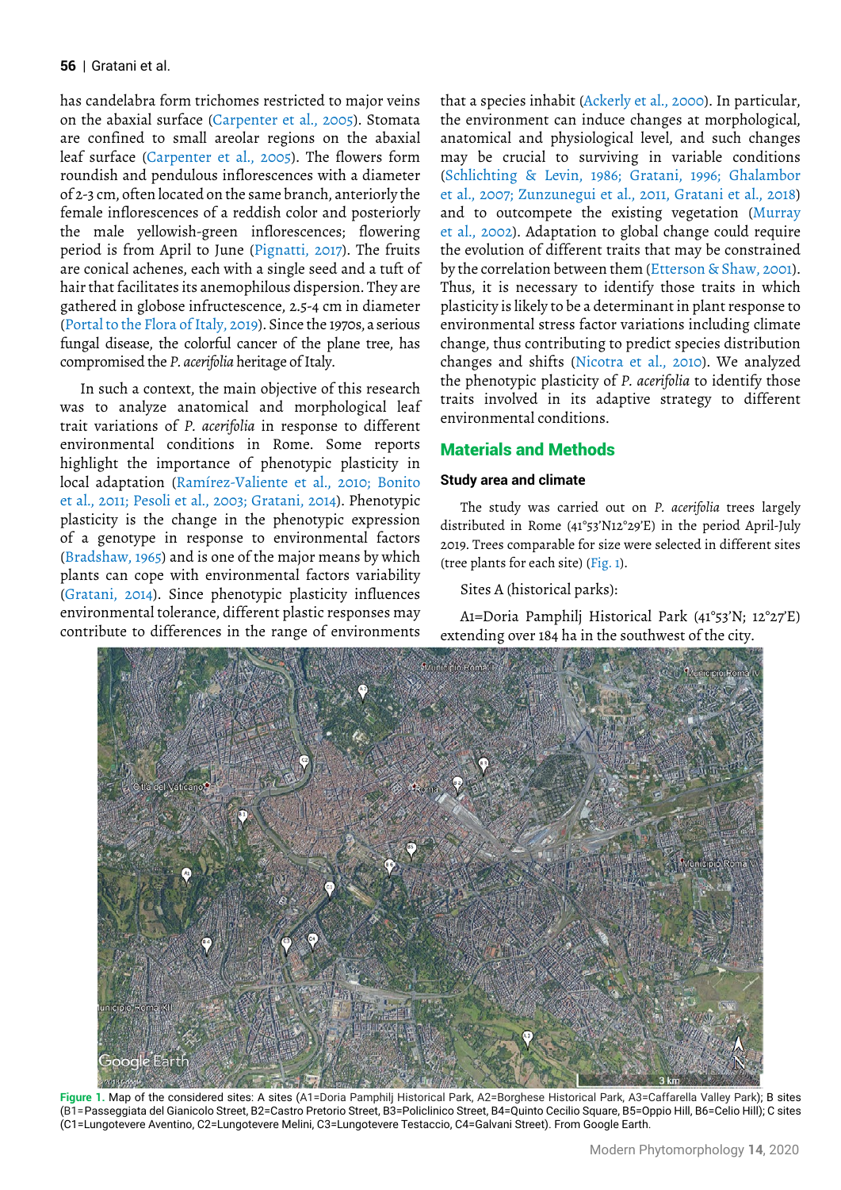has candelabra form trichomes restricted to major veins on the abaxial surface (Carpenter et al., 2005). Stomata are confined to small areolar regions on the abaxial leaf surface (Carpenter et al., 2005). The flowers form roundish and pendulous inflorescences with a diameter of 2-3 cm, often located on the same branch, anteriorly the female inflorescences of a reddish color and posteriorly the male yellowish-green inflorescences; flowering period is from April to June (Pignatti, 2017). The fruits are conical achenes, each with a single seed and a tuft of hair that facilitates its anemophilous dispersion. They are gathered in globose infructescence, 2.5-4 cm in diameter (Portal to the Flora of Italy, 2019). Since the 1970s, a serious fungal disease, the colorful cancer of the plane tree, has compromised the *P. acerifolia* heritage of Italy.

In such a context, the main objective of this research was to analyze anatomical and morphological leaf trait variations of *P. acerifolia* in response to different environmental conditions in Rome. Some reports highlight the importance of phenotypic plasticity in local adaptation (Ramírez-Valiente et al., 2010; Bonito et al., 2011; Pesoli et al., 2003; Gratani, 2014). Phenotypic plasticity is the change in the phenotypic expression of a genotype in response to environmental factors (Bradshaw, 1965) and is one of the major means by which plants can cope with environmental factors variability (Gratani, 2014). Since phenotypic plasticity influences environmental tolerance, different plastic responses may contribute to differences in the range of environments that a species inhabit (Ackerly et al., 2000). In particular, the environment can induce changes at morphological, anatomical and physiological level, and such changes may be crucial to surviving in variable conditions (Schlichting & Levin, 1986; Gratani, 1996; Ghalambor et al., 2007; Zunzunegui et al., 2011, Gratani et al., 2018) and to outcompete the existing vegetation (Murray et al., 2002). Adaptation to global change could require the evolution of different traits that may be constrained by the correlation between them (Etterson & Shaw, 2001). Thus, it is necessary to identify those traits in which plasticity is likely to be a determinant in plant response to environmental stress factor variations including climate change, thus contributing to predict species distribution changes and shifts (Nicotra et al., 2010). We analyzed the phenotypic plasticity of *P. acerifolia* to identify those traits involved in its adaptive strategy to different environmental conditions.

## Materials and Methods

### Study area and climate

The study was carried out on *P. acerifolia* trees largely distributed in Rome (41°53'N12°29'E) in the period April-July 2019. Trees comparable for size were selected in different sites (tree plants for each site) (Fig. 1).

Sites A (historical parks):

A1=Doria Pamphilj Historical Park (41°53'N; 12°27'E) extending over 184 ha in the southwest of the city.

**Figure 1.** Map of the considered sites: A sites (A1=Doria Pamphilj Historical Park, A2=Borghese Historical Park, A3=Caffarella Valley Park); B sites (B1=Passeggiata del Gianicolo Street, B2=Castro Pretorio Street, B3=Policlinico Street, B4=Quinto Cecilio Square, B5=Oppio Hill, B6=Celio Hill); C sites (C1=Lungotevere Aventino, C2=Lungotevere Melini, C3=Lungotevere Testaccio, C4=Galvani Street). From Google Earth.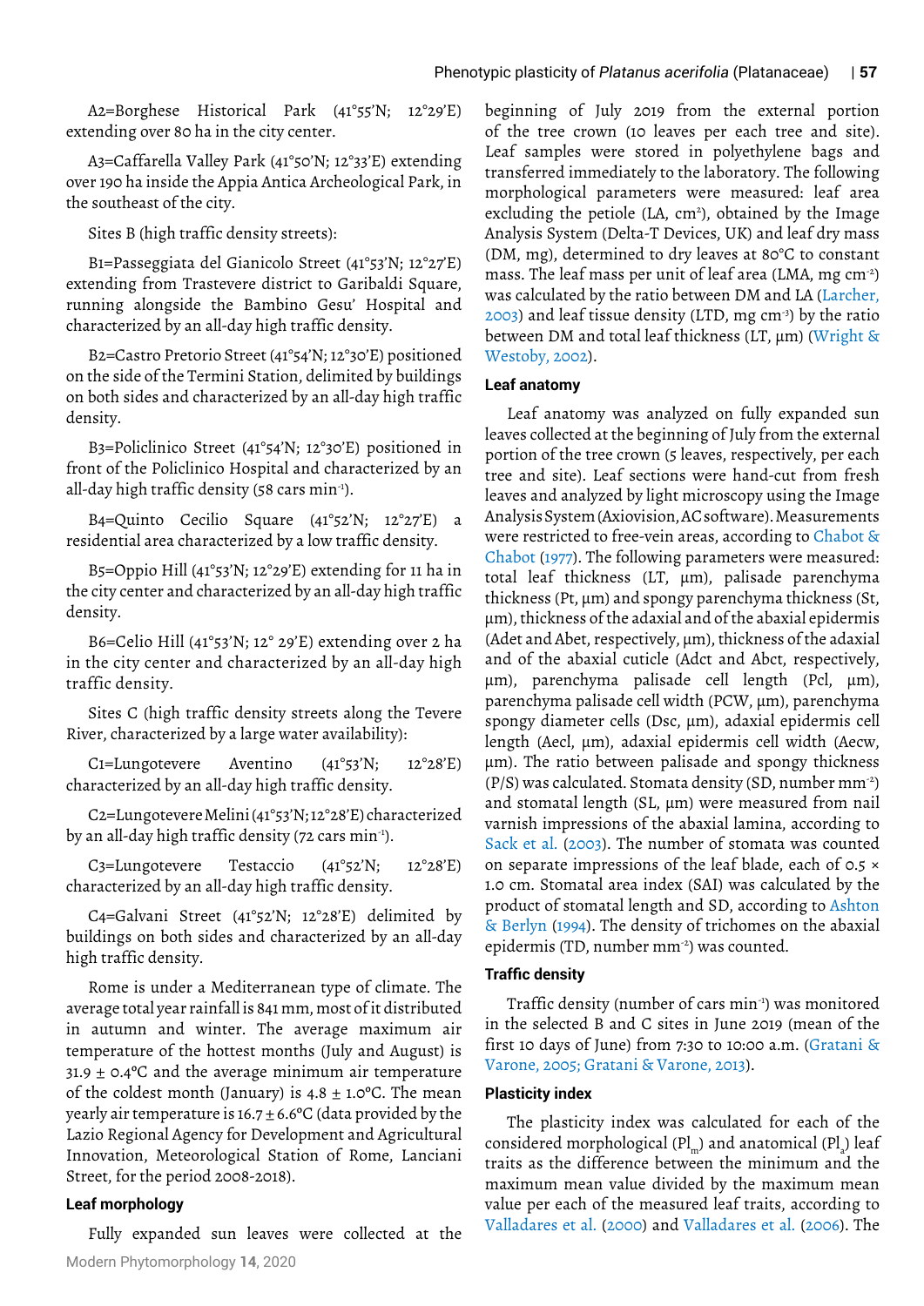A2=Borghese Historical Park (41°55'N; 12°29'E) extending over 80 ha in the city center.

A3=Caffarella Valley Park (41°50'N; 12°33'E) extending over 190 ha inside the Appia Antica Archeological Park, in the southeast of the city.

Sites B (high traffic density streets):

B1=Passeggiata del Gianicolo Street (41°53'N; 12°27'E) extending from Trastevere district to Garibaldi Square, running alongside the Bambino Gesu' Hospital and characterized by an all-day high traffic density.

B2=Castro Pretorio Street (41°54'N; 12°30'E) positioned on the side of the Termini Station, delimited by buildings on both sides and characterized by an all-day high traffic density.

B3=Policlinico Street (41°54'N; 12°30'E) positioned in front of the Policlinico Hospital and characterized by an all-day high traffic density (58 cars $min^{-1}$).

B4=Quinto Cecilio Square (41°52'N; 12°27'E) a residential area characterized by a low traffic density.

B5=Oppio Hill (41°53'N; 12°29'E) extending for 11 ha in the city center and characterized by an all-day high traffic density.

B6=Celio Hill (41°53'N; 12° 29'E) extending over 2 ha in the city center and characterized by an all-day high traffic density.

Sites C (high traffic density streets along the Tevere River, characterized by a large water availability):

C1=Lungotevere Aventino (41°53'N; 12°28'E) characterized by an all-day high traffic density.

C2=Lungotevere Melini (41°53'N; 12°28'E) characterized by an all-day high traffic density (72 cars $min^{-1}$).

C3=Lungotevere Testaccio (41°52'N; 12°28'E) characterized by an all-day high traffic density.

C4=Galvani Street (41°52'N; 12°28'E) delimited by buildings on both sides and characterized by an all-day high traffic density.

Rome is under a Mediterranean type of climate. The average total year rainfall is 841 mm, most of it distributed in autumn and winter. The average maximum air temperature of the hottest months (July and August) is 31.9 ± 0.4°C and the average minimum air temperature of the coldest month (January) is 4.8 ± 1.0°C. The mean yearly air temperature is 16.7 ± 6.6°C (data provided by the Lazio Regional Agency for Development and Agricultural Innovation, Meteorological Station of Rome, Lanciani Street, for the period 2008-2018).

### Leaf morphology

Fully expanded sun leaves were collected at the beginning of July 2019 from the external portion of the tree crown (10 leaves per each tree and site). Leaf samples were stored in polyethylene bags and transferred immediately to the laboratory. The following morphological parameters were measured: leaf area excluding the petiole (LA, $cm^2$), obtained by the Image Analysis System (Delta-T Devices, UK) and leaf dry mass (DM, mg), determined to dry leaves at 80°C to constant mass. The leaf mass per unit of leaf area (LMA, mg $cm^{-2}$) was calculated by the ratio between DM and LA (Larcher, 2003) and leaf tissue density (LTD, mg $cm^{-3}$) by the ratio between DM and total leaf thickness (LT, μm) (Wright & Westoby, 2002).

### Leaf anatomy

Leaf anatomy was analyzed on fully expanded sun leaves collected at the beginning of July from the external portion of the tree crown (5 leaves, respectively, per each tree and site). Leaf sections were hand-cut from fresh leaves and analyzed by light microscopy using the Image Analysis System (Axiovision, AC software). Measurements were restricted to free-vein areas, according to Chabot & Chabot (1977). The following parameters were measured: total leaf thickness (LT, μm), palisade parenchyma thickness (Pt, μm) and spongy parenchyma thickness (St, μm), thickness of the adaxial and of the abaxial epidermis (Adet and Abet, respectively, μm), thickness of the adaxial and of the abaxial cuticle (Adct and Abct, respectively, μm), parenchyma palisade cell length (Pcl, μm), parenchyma palisade cell width (PCW, μm), parenchyma spongy diameter cells (Dsc, μm), adaxial epidermis cell length (Aecl, μm), adaxial epidermis cell width (Aecw, μm). The ratio between palisade and spongy thickness (P/S) was calculated. Stomata density (SD, number $mm^{-2}$) and stomatal length (SL, μm) were measured from nail varnish impressions of the abaxial lamina, according to Sack et al. (2003). The number of stomata was counted on separate impressions of the leaf blade, each of 0.5 × 1.0 cm. Stomatal area index (SAI) was calculated by the product of stomatal length and SD, according to Ashton & Berlyn (1994). The density of trichomes on the abaxial epidermis (TD, number $mm^{-2}$) was counted.

### Traffic density

Traffic density (number of cars $min^{-1}$) was monitored in the selected B and C sites in June 2019 (mean of the first 10 days of June) from 7:30 to 10:00 a.m. (Gratani & Varone, 2005; Gratani & Varone, 2013).

### Plasticity index

The plasticity index was calculated for each of the considered morphological ($PI_m$) and anatomical ($PI_a$) leaf traits as the difference between the minimum and the maximum mean value divided by the maximum mean value per each of the measured leaf traits, according to Valladares et al. (2000) and Valladares et al. (2006). The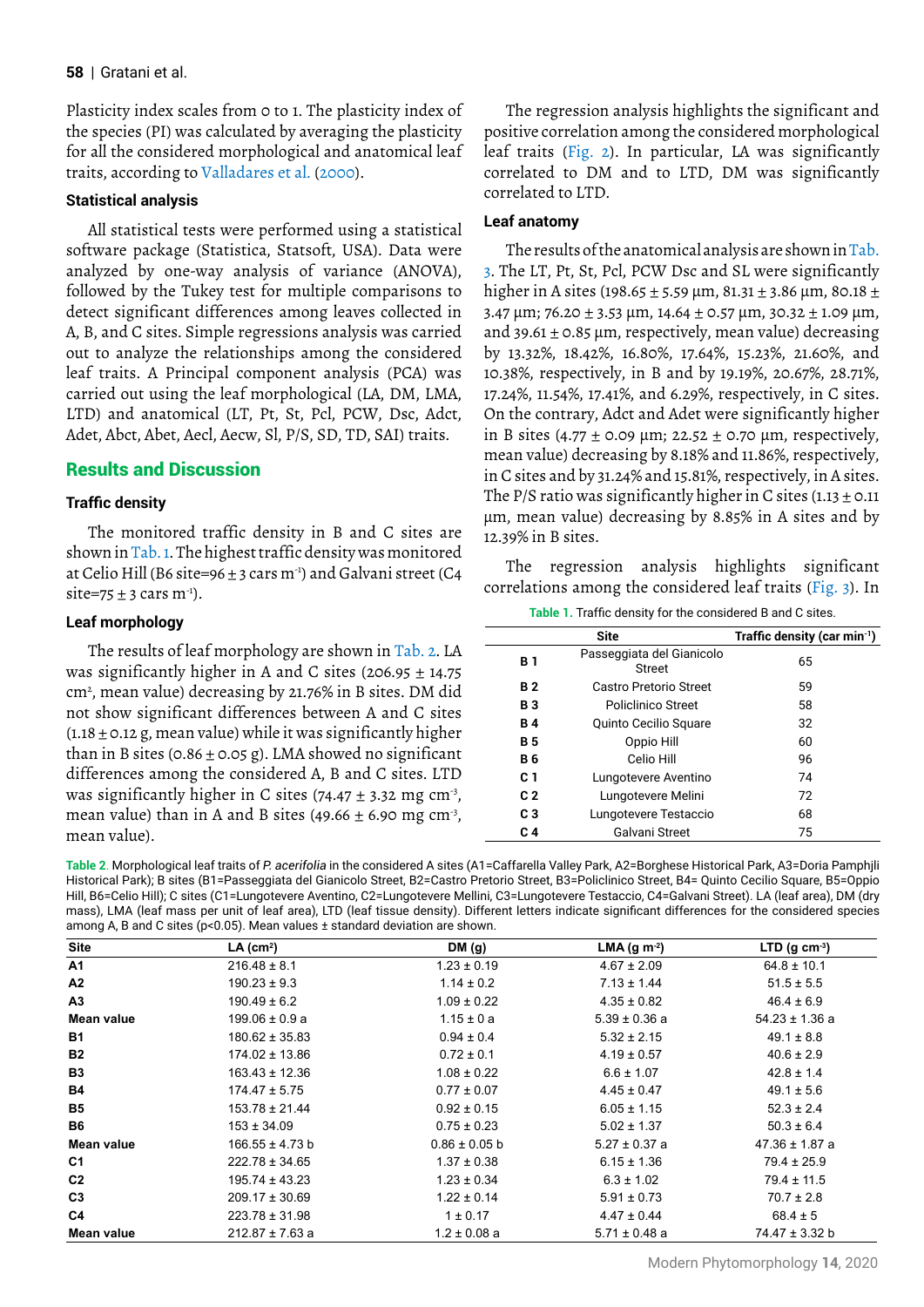Plasticity index scales from 0 to 1. The plasticity index of the species (PI) was calculated by averaging the plasticity for all the considered morphological and anatomical leaf traits, according to Valladares et al. (2000).

### Statistical analysis

All statistical tests were performed using a statistical software package (Statistica, Statsoft, USA). Data were analyzed by one-way analysis of variance (ANOVA), followed by the Tukey test for multiple comparisons to detect significant differences among leaves collected in A, B, and C sites. Simple regressions analysis was carried out to analyze the relationships among the considered leaf traits. A Principal component analysis (PCA) was carried out using the leaf morphological (LA, DM, LMA, LTD) and anatomical (LT, Pt, St, Pcl, PCW, Dsc, Adct, Adet, Abct, Abet, Aecl, Aecw, Sl, P/S, SD, TD, SAI) traits.

## Results and Discussion

### Traffic density

The monitored traffic density in B and C sites are shown in Tab. 1. The highest traffic density was monitored at Celio Hill (B6 site=96 ± 3 cars $m^{-1}$) and Galvani street (C4 site=75 ± 3 cars $m^{-1}$).

### Leaf morphology

The results of leaf morphology are shown in Tab. 2. LA was significantly higher in A and C sites (206.95 ± 14.75 $cm^2$, mean value) decreasing by 21.76% in B sites. DM did not show significant differences between A and C sites (1.18 ± 0.12 g, mean value) while it was significantly higher than in B sites (0.86 ± 0.05 g). LMA showed no significant differences among the considered A, B and C sites. LTD was significantly higher in C sites (74.47 ± 3.32 mg $cm^{-3}$, mean value) than in A and B sites (49.66 ± 6.90 mg $cm^{-3}$, mean value).

The regression analysis highlights the significant and positive correlation among the considered morphological leaf traits (Fig. 2). In particular, LA was significantly correlated to DM and to LTD, DM was significantly correlated to LTD.

### Leaf anatomy

The results of the anatomical analysis are shown in Tab. 3. The LT, Pt, St, Pcl, PCW Dsc and SL were significantly higher in A sites (198.65 ± 5.59 µm, 81.31 ± 3.86 µm, 80.18 ± 3.47 µm; 76.20 ± 3.53 µm, 14.64 ± 0.57 µm, 30.32 ± 1.09 µm, and 39.61 ± 0.85 µm, respectively, mean value) decreasing by 13.32%, 18.42%, 16.80%, 17.64%, 15.23%, 21.60%, and 10.38%, respectively, in B and by 19.19%, 20.67%, 28.71%, 17.24%, 11.54%, 17.41%, and 6.29%, respectively, in C sites. On the contrary, Adct and Adet were significantly higher in B sites (4.77 ± 0.09 µm; 22.52 ± 0.70 µm, respectively, mean value) decreasing by 8.18% and 11.86%, respectively, in C sites and by 31.24% and 15.81%, respectively, in A sites. The P/S ratio was significantly higher in C sites (1.13 ± 0.11 µm, mean value) decreasing by 8.85% in A sites and by 12.39% in B sites.

The regression analysis highlights significant correlations among the considered leaf traits (Fig. 3). In

**Table 1.** Traffic density for the considered B and C sites.

| | Site | Traffic density (car $min^{-1}$) |
|---|---|---|
| **B 1** | Passeggiata del Gianicolo Street | 65 |
| **B 2** | Castro Pretorio Street | 59 |
| **B 3** | Policlinico Street | 58 |
| **B 4** | Quinto Cecilio Square | 32 |
| **B 5** | Oppio Hill | 60 |
| **B 6** | Celio Hill | 96 |
| **C 1** | Lungotevere Aventino | 74 |
| **C 2** | Lungotevere Melini | 72 |
| **C 3** | Lungotevere Testaccio | 68 |
| **C 4** | Galvani Street | 75 |

**Table 2.** Morphological leaf traits of *P. acerifolia* in the considered A sites (A1=Caffarella Valley Park, A2=Borghese Historical Park, A3=Doria Pamphjli Historical Park); B sites (B1=Passeggiata del Gianicolo Street, B2=Castro Pretorio Street, B3=Policlinico Street, B4= Quinto Cecilio Square, B5=Oppio Hill, B6=Celio Hill); C sites (C1=Lungotevere Aventino, C2=Lungotevere Mellini, C3=Lungotevere Testaccio, C4=Galvani Street). LA (leaf area), DM (dry mass), LMA (leaf mass per unit of leaf area), LTD (leaf tissue density). Different letters indicate significant differences for the considered species among A, B and C sites (p<0.05). Mean values ± standard deviation are shown.

| Site | LA ($cm^2$) | DM (g) | LMA (g $m^{-2}$) | LTD (g $cm^{-3}$) |
|---|---|---|---|---|
| **A1** | 216.48 ± 8.1 | 1.23 ± 0.19 | 4.67 ± 2.09 | 64.8 ± 10.1 |
| **A2** | 190.23 ± 9.3 | 1.14 ± 0.2 | 7.13 ± 1.44 | 51.5 ± 5.5 |
| **A3** | 190.49 ± 6.2 | 1.09 ± 0.22 | 4.35 ± 0.82 | 46.4 ± 6.9 |
| **Mean value** | 199.06 ± 0.9 a | 1.15 ± 0 a | 5.39 ± 0.36 a | 54.23 ± 1.36 a |
| **B1** | 180.62 ± 35.83 | 0.94 ± 0.4 | 5.32 ± 2.15 | 49.1 ± 8.8 |
| **B2** | 174.02 ± 13.86 | 0.72 ± 0.1 | 4.19 ± 0.57 | 40.6 ± 2.9 |
| **B3** | 163.43 ± 12.36 | 1.08 ± 0.22 | 6.6 ± 1.07 | 42.8 ± 1.4 |
| **B4** | 174.47 ± 5.75 | 0.77 ± 0.07 | 4.45 ± 0.47 | 49.1 ± 5.6 |
| **B5** | 153.78 ± 21.44 | 0.92 ± 0.15 | 6.05 ± 1.15 | 52.3 ± 2.4 |
| **B6** | 153 ± 34.09 | 0.75 ± 0.23 | 5.02 ± 1.37 | 50.3 ± 6.4 |
| **Mean value** | 166.55 ± 4.73 b | 0.86 ± 0.05 b | 5.27 ± 0.37 a | 47.36 ± 1.87 a |
| **C1** | 222.78 ± 34.65 | 1.37 ± 0.38 | 6.15 ± 1.36 | 79.4 ± 25.9 |
| **C2** | 195.74 ± 43.23 | 1.23 ± 0.34 | 6.3 ± 1.02 | 79.4 ± 11.5 |
| **C3** | 209.17 ± 30.69 | 1.22 ± 0.14 | 5.91 ± 0.73 | 70.7 ± 2.8 |
| **C4** | 223.78 ± 31.98 | 1 ± 0.17 | 4.47 ± 0.44 | 68.4 ± 5 |
| **Mean value** | 212.87 ± 7.63 a | 1.2 ± 0.08 a | 5.71 ± 0.48 a | 74.47 ± 3.32 b |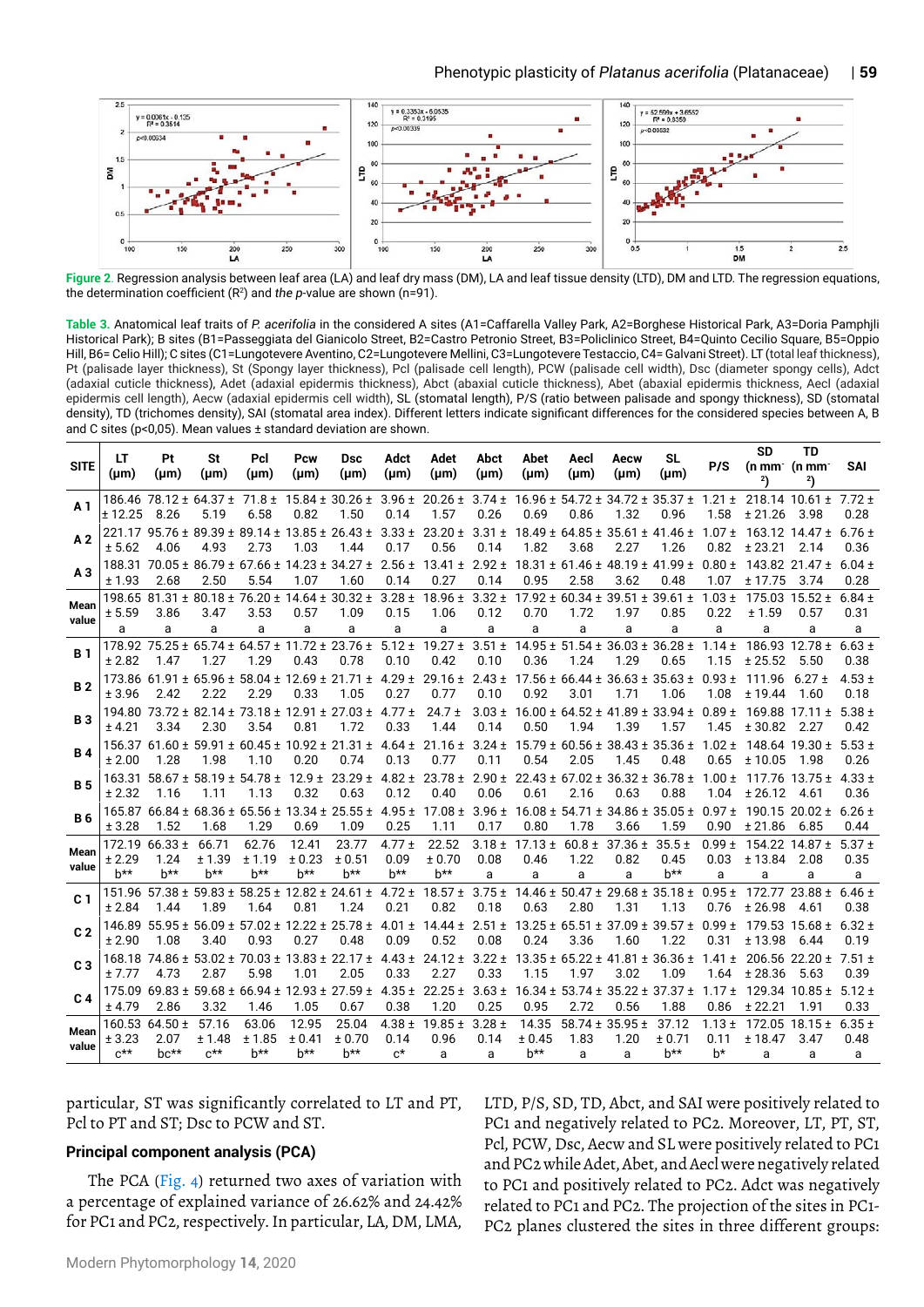**Figure 2.** Regression analysis between leaf area (LA) and leaf dry mass (DM), LA and leaf tissue density (LTD), DM and LTD. The regression equations, the determination coefficient ($R^2$) and *the p*-value are shown (n=91).

**Table 3.** Anatomical leaf traits of *P. acerifolia* in the considered A sites (A1=Caffarella Valley Park, A2=Borghese Historical Park, A3=Doria Pamphjli Historical Park); B sites (B1=Passeggiata del Gianicolo Street, B2=Castro Petronio Street, B3=Policlinico Street, B4=Quinto Cecilio Square, B5=Oppio Hill, B6= Celio Hill); C sites (C1=Lungotevere Aventino, C2=Lungotevere Mellini, C3=Lungotevere Testaccio, C4= Galvani Street). LT (total leaf thickness), Pt (palisade layer thickness), St (Spongy layer thickness), Pcl (palisade cell length), PCW (palisade cell width), Dsc (diameter spongy cells), Adct (adaxial cuticle thickness), Adet (adaxial epidermis thickness), Abct (abaxial cuticle thickness), Abet (abaxial epidermis thickness, Aecl (adaxial epidermis cell length), Aecw (adaxial epidermis cell width), SL (stomatal length), P/S (ratio between palisade and spongy thickness), SD (stomatal density), TD (trichomes density), SAI (stomatal area index). Different letters indicate significant differences for the considered species between A, B and C sites (p<0,05). Mean values ± standard deviation are shown.

| SITE | LT (µm) | Pt (µm) | St (µm) | Pcl (µm) | Pcw (µm) | Dsc (µm) | Adct (µm) | Adet (µm) | Abct (µm) | Abet (µm) | Aecl (µm) | Aecw (µm) | SL (µm) | P/S | SD (n mm$^{-2}$) | TD (n mm$^{-2}$) | SAI |
|---|---|---|---|---|---|---|---|---|---|---|---|---|---|---|---|---|---|
| A 1 | 186.46 ± 12.25 | 78.12 ± 8.26 | 64.37 ± 5.19 | 71.8 ± 6.58 | 15.84 ± 0.82 | 30.26 ± 1.50 | 3.96 ± 0.14 | 20.26 ± 1.57 | 3.74 ± 0.26 | 16.96 ± 0.69 | 54.72 ± 0.86 | 34.72 ± 1.32 | 35.37 ± 0.96 | 1.21 ± 1.58 | 218.14 ± 21.26 | 10.61 ± 3.98 | 7.72 ± 0.28 |
| A 2 | 221.17 ± 5.62 | 95.76 ± 4.06 | 89.39 ± 4.93 | 89.14 ± 2.73 | 13.85 ± 1.03 | 26.43 ± 1.44 | 3.33 ± 0.17 | 23.20 ± 0.56 | 3.31 ± 0.14 | 18.49 ± 1.82 | 64.85 ± 3.68 | 35.61 ± 2.27 | 41.46 ± 1.26 | 1.07 ± 0.82 | 163.12 ± 23.21 | 14.47 ± 2.14 | 6.76 ± 0.36 |
| A 3 | 188.31 ± 1.93 | 70.05 ± 2.68 | 86.79 ± 2.50 | 67.66 ± 5.54 | 14.23 ± 1.07 | 34.27 ± 1.60 | 2.56 ± 0.14 | 13.41 ± 0.27 | 2.92 ± 0.14 | 18.31 ± 0.95 | 61.46 ± 2.58 | 48.19 ± 3.62 | 41.99 ± 0.48 | 0.80 ± 1.07 | 143.82 ± 17.75 | 21.47 ± 3.74 | 6.04 ± 0.28 |
| Mean value | 198.65 ± 5.59 a | 81.31 ± 3.86 a | 80.18 ± 3.47 a | 76.20 ± 3.53 a | 14.64 ± 0.57 a | 30.32 ± 1.09 a | 3.28 ± 0.15 a | 18.96 ± 1.06 a | 3.32 ± 0.12 a | 17.92 ± 0.70 a | 60.34 ± 1.72 a | 39.51 ± 1.97 a | 39.61 ± 0.85 a | 1.03 ± 0.22 a | 175.03 ± 1.59 a | 15.52 ± 0.57 a | 6.84 ± 0.31 a |
| B 1 | 178.92 ± 2.82 | 75.25 ± 1.47 | 65.74 ± 1.27 | 64.57 ± 1.29 | 11.72 ± 0.43 | 23.76 ± 0.78 | 5.12 ± 0.10 | 19.27 ± 0.42 | 3.51 ± 0.10 | 14.95 ± 0.36 | 51.54 ± 1.24 | 36.03 ± 1.29 | 36.28 ± 0.65 | 1.14 ± 1.15 | 186.93 ± 25.52 | 12.78 ± 5.50 | 6.63 ± 0.38 |
| B 2 | 173.86 ± 3.96 | 61.91 ± 2.42 | 65.96 ± 2.22 | 58.04 ± 2.29 | 12.69 ± 0.33 | 21.71 ± 1.05 | 4.29 ± 0.27 | 29.16 ± 0.77 | 2.43 ± 0.10 | 17.56 ± 0.92 | 66.44 ± 3.01 | 36.63 ± 1.71 | 35.63 ± 1.06 | 0.93 ± 1.08 | 111.96 ± 19.44 | 6.27 ± 1.60 | 4.53 ± 0.18 |
| B 3 | 194.80 ± 4.21 | 73.72 ± 3.34 | 82.14 ± 2.30 | 73.18 ± 3.54 | 12.91 ± 0.81 | 27.03 ± 1.72 | 4.77 ± 0.33 | 24.7 ± 1.44 | 3.03 ± 0.14 | 16.00 ± 0.50 | 64.52 ± 1.94 | 41.89 ± 1.39 | 33.94 ± 1.57 | 0.89 ± 1.45 | 169.88 ± 30.82 | 17.11 ± 2.27 | 5.38 ± 0.42 |
| B 4 | 156.37 ± 2.00 | 61.60 ± 1.28 | 59.91 ± 1.98 | 60.45 ± 1.10 | 10.92 ± 0.20 | 21.31 ± 0.74 | 4.64 ± 0.13 | 21.16 ± 0.77 | 3.24 ± 0.11 | 15.79 ± 0.54 | 60.56 ± 2.05 | 38.43 ± 1.45 | 35.36 ± 0.48 | 1.02 ± 0.65 | 148.64 ± 10.05 | 19.30 ± 1.98 | 5.53 ± 0.26 |
| B 5 | 163.31 ± 2.32 | 58.67 ± 1.16 | 58.19 ± 1.11 | 54.78 ± 1.13 | 12.9 ± 0.32 | 23.29 ± 0.63 | 4.82 ± 0.12 | 23.78 ± 0.40 | 2.90 ± 0.06 | 22.43 ± 0.61 | 67.02 ± 2.16 | 36.32 ± 0.63 | 36.78 ± 0.88 | 1.00 ± 1.04 | 117.76 ± 26.12 | 13.75 ± 4.61 | 4.33 ± 0.36 |
| B 6 | 165.87 ± 3.28 | 66.84 ± 1.52 | 68.36 ± 1.68 | 65.56 ± 1.29 | 13.34 ± 0.69 | 25.55 ± 1.09 | 4.95 ± 0.25 | 17.08 ± 1.11 | 3.96 ± 0.17 | 16.08 ± 0.80 | 54.71 ± 1.78 | 34.86 ± 3.66 | 35.05 ± 1.59 | 0.97 ± 0.90 | 190.15 ± 21.86 | 20.02 ± 6.85 | 6.26 ± 0.44 |
| Mean value | 172.19 ± 2.29 b** | 66.33 ± 1.24 b** | 66.71 ± 1.39 b** | 62.76 ± 1.19 b** | 12.41 ± 0.23 b** | 23.77 ± 0.51 b** | 4.77 ± 0.09 b** | 22.52 ± 0.70 b** | 3.18 ± 0.08 a | 17.13 ± 0.46 a | 60.8 ± 1.22 a | 37.36 ± 0.82 a | 35.5 ± 0.45 b** | 0.99 ± 0.03 a | 154.22 ± 13.84 a | 14.87 ± 2.08 a | 5.37 ± 0.35 a |
| C 1 | 151.96 ± 2.84 | 57.38 ± 1.44 | 59.83 ± 1.89 | 58.25 ± 1.64 | 12.82 ± 0.81 | 24.61 ± 1.24 | 4.72 ± 0.21 | 18.57 ± 0.82 | 3.75 ± 0.18 | 14.46 ± 0.63 | 50.47 ± 2.80 | 29.68 ± 1.31 | 35.18 ± 1.13 | 0.95 ± 0.76 | 172.77 ± 26.98 | 23.88 ± 4.61 | 6.46 ± 0.38 |
| C 2 | 146.89 ± 2.90 | 55.95 ± 1.08 | 56.09 ± 3.40 | 57.02 ± 0.93 | 12.22 ± 0.27 | 25.78 ± 0.48 | 4.01 ± 0.09 | 14.44 ± 0.52 | 2.51 ± 0.08 | 13.25 ± 0.24 | 65.51 ± 3.36 | 37.09 ± 1.60 | 39.57 ± 1.22 | 0.99 ± 0.31 | 179.53 ± 13.98 | 15.68 ± 6.44 | 6.32 ± 0.19 |
| C 3 | 168.18 ± 7.77 | 74.86 ± 4.73 | 53.02 ± 2.87 | 70.03 ± 5.98 | 13.83 ± 1.01 | 22.17 ± 2.05 | 4.43 ± 0.33 | 24.12 ± 2.27 | 3.22 ± 0.33 | 13.35 ± 1.15 | 65.22 ± 1.97 | 41.81 ± 3.02 | 36.36 ± 1.09 | 1.41 ± 1.64 | 206.56 ± 28.36 | 22.20 ± 5.63 | 7.51 ± 0.39 |
| C 4 | 175.09 ± 4.79 | 69.83 ± 2.86 | 59.68 ± 3.32 | 66.94 ± 1.46 | 12.93 ± 1.05 | 27.59 ± 0.67 | 4.35 ± 0.38 | 22.25 ± 1.20 | 3.63 ± 0.25 | 16.34 ± 0.95 | 53.74 ± 2.72 | 35.22 ± 0.56 | 37.37 ± 1.88 | 1.17 ± 0.86 | 129.34 ± 22.21 | 10.85 ± 1.91 | 5.12 ± 0.33 |
| Mean value | 160.53 ± 3.23 c** | 64.50 ± 2.07 bc** | 57.16 ± 1.48 c** | 63.06 ± 1.85 b** | 12.95 ± 0.41 b** | 25.04 ± 0.70 b** | 4.38 ± 0.14 c* | 19.85 ± 0.96 a | 3.28 ± 0.14 a | 14.35 ± 0.45 b** | 58.74 ± 1.83 a | 35.95 ± 1.20 a | 37.12 ± 0.71 b** | 1.13 ± 0.11 b* | 172.05 ± 18.47 a | 18.15 ± 3.47 a | 6.35 ± 0.48 a |

particular, ST was significantly correlated to LT and PT, Pcl to PT and ST; Dsc to PCW and ST.

### Principal component analysis (PCA)

The PCA (Fig. 4) returned two axes of variation with a percentage of explained variance of 26.62% and 24.42% for PC1 and PC2, respectively. In particular, LA, DM, LMA, LTD, P/S, SD, TD, Abct, and SAI were positively related to PC1 and negatively related to PC2. Moreover, LT, PT, ST, Pcl, PCW, Dsc, Aecw and SL were positively related to PC1 and PC2 while Adet, Abet, and Aecl were negatively related to PC1 and positively related to PC2. Adct was negatively related to PC1 and PC2. The projection of the sites in PC1-PC2 planes clustered the sites in three different groups: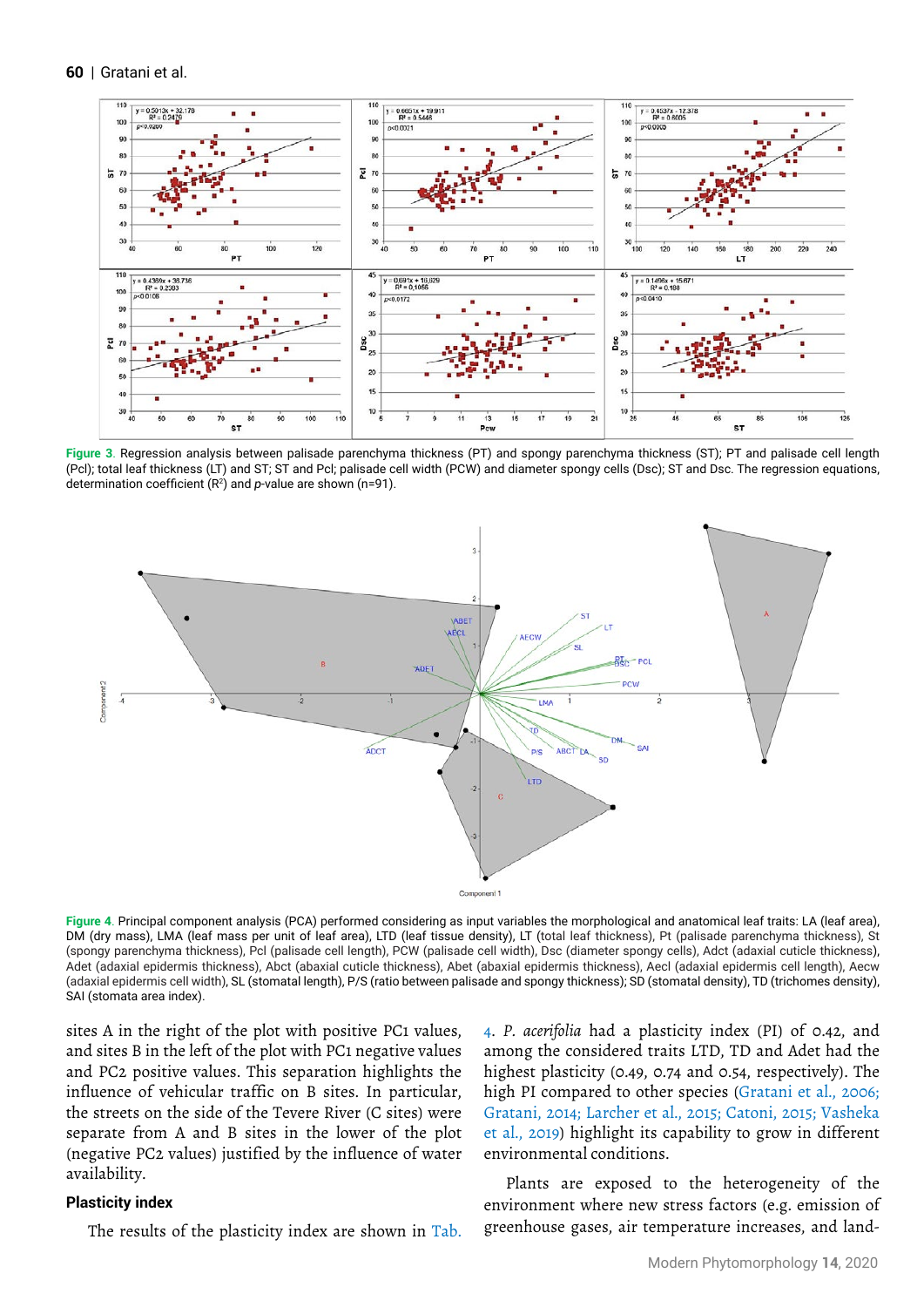**Figure 3.** Regression analysis between palisade parenchyma thickness (PT) and spongy parenchyma thickness (ST); PT and palisade cell length (Pcl); total leaf thickness (LT) and ST; ST and Pcl; palisade cell width (PCW) and diameter spongy cells (Dsc); ST and Dsc. The regression equations, determination coefficient ($R^2$) and *p*-value are shown (n=91).

**Figure 4.** Principal component analysis (PCA) performed considering as input variables the morphological and anatomical leaf traits: LA (leaf area), DM (dry mass), LMA (leaf mass per unit of leaf area), LTD (leaf tissue density), LT (total leaf thickness), Pt (palisade parenchyma thickness), St (spongy parenchyma thickness), Pcl (palisade cell length), PCW (palisade cell width), Dsc (diameter spongy cells), Adct (adaxial cuticle thickness), Adet (adaxial epidermis thickness), Abct (abaxial cuticle thickness), Abet (abaxial epidermis thickness), Aecl (adaxial epidermis cell length), Aecw (adaxial epidermis cell width), SL (stomatal length), P/S (ratio between palisade and spongy thickness); SD (stomatal density), TD (trichomes density), SAI (stomata area index).

sites A in the right of the plot with positive PC1 values, and sites B in the left of the plot with PC1 negative values and PC2 positive values. This separation highlights the influence of vehicular traffic on B sites. In particular, the streets on the side of the Tevere River (C sites) were separate from A and B sites in the lower of the plot (negative PC2 values) justified by the influence of water availability.

### Plasticity index

The results of the plasticity index are shown in Tab. 4. *P. acerifolia* had a plasticity index (PI) of 0.42, and among the considered traits LTD, TD and Adet had the highest plasticity (0.49, 0.74 and 0.54, respectively). The high PI compared to other species (Gratani et al., 2006; Gratani, 2014; Larcher et al., 2015; Catoni, 2015; Vasheka et al., 2019) highlight its capability to grow in different environmental conditions.

Plants are exposed to the heterogeneity of the environment where new stress factors (e.g. emission of greenhouse gases, air temperature increases, and land-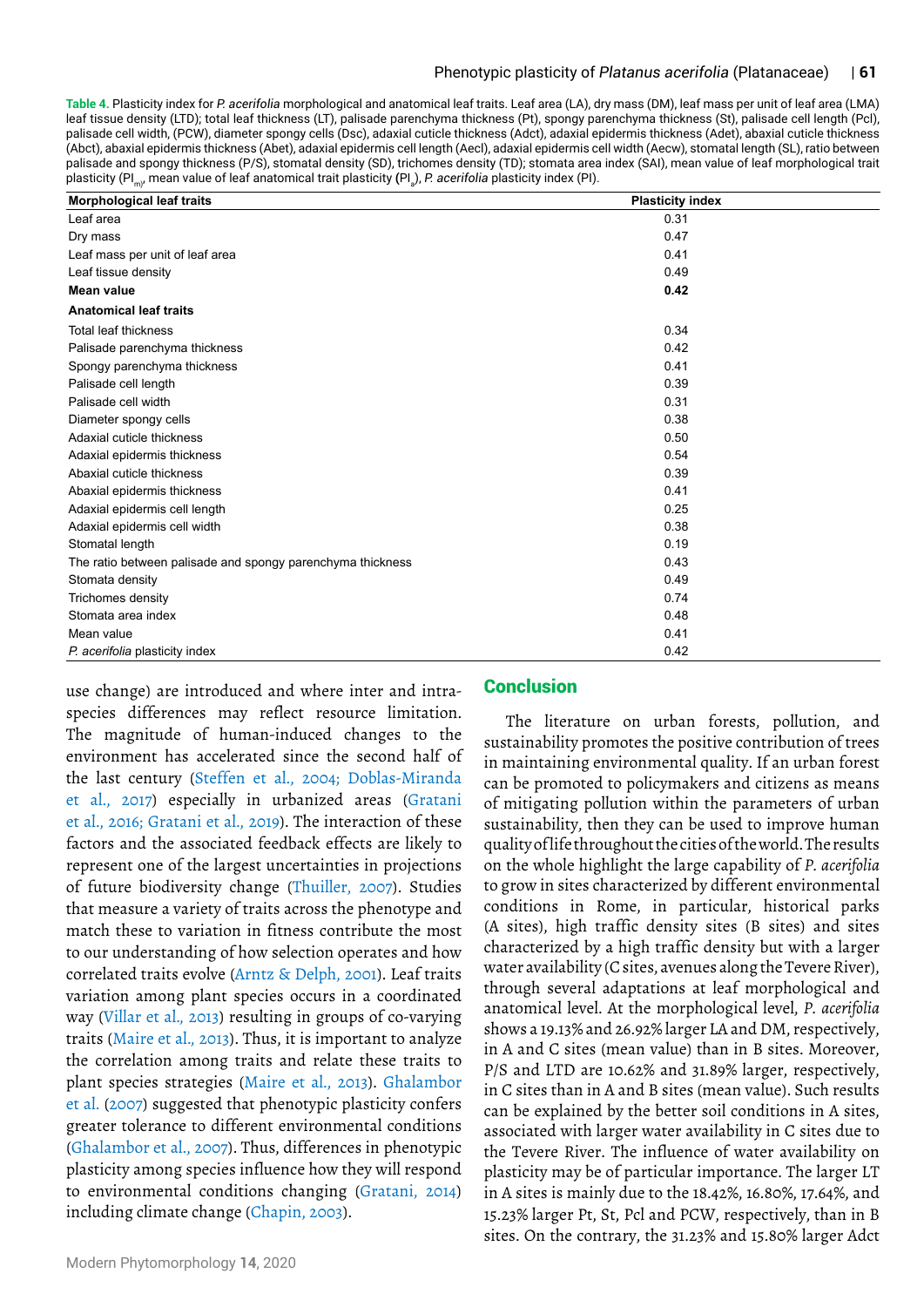**Table 4.** Plasticity index for *P. acerifolia* morphological and anatomical leaf traits. Leaf area (LA), dry mass (DM), leaf mass per unit of leaf area (LMA) leaf tissue density (LTD); total leaf thickness (LT), palisade parenchyma thickness (Pt), spongy parenchyma thickness (St), palisade cell length (Pcl), palisade cell width, (PCW), diameter spongy cells (Dsc), adaxial cuticle thickness (Adct), adaxial epidermis thickness (Adet), abaxial cuticle thickness (Abct), abaxial epidermis thickness (Abet), adaxial epidermis cell length (Aecl), adaxial epidermis cell width (Aecw), stomatal length (SL), ratio between palisade and spongy thickness (P/S), stomatal density (SD), trichomes density (TD); stomata area index (SAI), mean value of leaf morphological trait plasticity ($PI_m$), mean value of leaf anatomical trait plasticity ($PI_a$), *P. acerifolia* plasticity index (PI).

| Morphological leaf traits | Plasticity index |
|---|---|
| Leaf area | 0.31 |
| Dry mass | 0.47 |
| Leaf mass per unit of leaf area | 0.41 |
| Leaf tissue density | 0.49 |
| **Mean value** | **0.42** |
| **Anatomical leaf traits** | |
| Total leaf thickness | 0.34 |
| Palisade parenchyma thickness | 0.42 |
| Spongy parenchyma thickness | 0.41 |
| Palisade cell length | 0.39 |
| Palisade cell width | 0.31 |
| Diameter spongy cells | 0.38 |
| Adaxial cuticle thickness | 0.50 |
| Adaxial epidermis thickness | 0.54 |
| Abaxial cuticle thickness | 0.39 |
| Abaxial epidermis thickness | 0.41 |
| Adaxial epidermis cell length | 0.25 |
| Adaxial epidermis cell width | 0.38 |
| Stomatal length | 0.19 |
| The ratio between palisade and spongy parenchyma thickness | 0.43 |
| Stomata density | 0.49 |
| Trichomes density | 0.74 |
| Stomata area index | 0.48 |
| Mean value | 0.41 |
| *P. acerifolia* plasticity index | 0.42 |

use change) are introduced and where inter and intra-species differences may reflect resource limitation. The magnitude of human-induced changes to the environment has accelerated since the second half of the last century (Steffen et al., 2004; Doblas-Miranda et al., 2017) especially in urbanized areas (Gratani et al., 2016; Gratani et al., 2019). The interaction of these factors and the associated feedback effects are likely to represent one of the largest uncertainties in projections of future biodiversity change (Thuiller, 2007). Studies that measure a variety of traits across the phenotype and match these to variation in fitness contribute the most to our understanding of how selection operates and how correlated traits evolve (Arntz & Delph, 2001). Leaf traits variation among plant species occurs in a coordinated way (Villar et al., 2013) resulting in groups of co-varying traits (Maire et al., 2013). Thus, it is important to analyze the correlation among traits and relate these traits to plant species strategies (Maire et al., 2013). Ghalambor et al. (2007) suggested that phenotypic plasticity confers greater tolerance to different environmental conditions (Ghalambor et al., 2007). Thus, differences in phenotypic plasticity among species influence how they will respond to environmental conditions changing (Gratani, 2014) including climate change (Chapin, 2003).

## Conclusion

The literature on urban forests, pollution, and sustainability promotes the positive contribution of trees in maintaining environmental quality. If an urban forest can be promoted to policymakers and citizens as means of mitigating pollution within the parameters of urban sustainability, then they can be used to improve human quality of life throughout the cities of the world. The results on the whole highlight the large capability of *P. acerifolia* to grow in sites characterized by different environmental conditions in Rome, in particular, historical parks (A sites), high traffic density sites (B sites) and sites characterized by a high traffic density but with a larger water availability (C sites, avenues along the Tevere River), through several adaptations at leaf morphological and anatomical level. At the morphological level, *P. acerifolia* shows a 19.13% and 26.92% larger LA and DM, respectively, in A and C sites (mean value) than in B sites. Moreover, P/S and LTD are 10.62% and 31.89% larger, respectively, in C sites than in A and B sites (mean value). Such results can be explained by the better soil conditions in A sites, associated with larger water availability in C sites due to the Tevere River. The influence of water availability on plasticity may be of particular importance. The larger LT in A sites is mainly due to the 18.42%, 16.80%, 17.64%, and 15.23% larger Pt, St, Pcl and PCW, respectively, than in B sites. On the contrary, the 31.23% and 15.80% larger Adct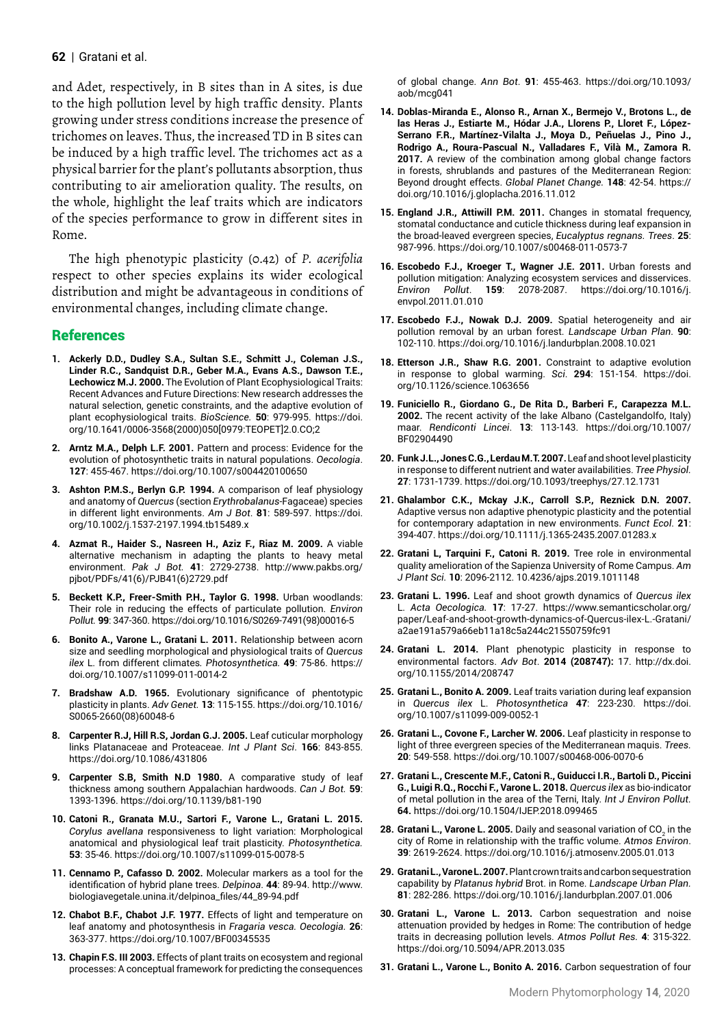and Adet, respectively, in B sites than in A sites, is due to the high pollution level by high traffic density. Plants growing under stress conditions increase the presence of trichomes on leaves. Thus, the increased TD in B sites can be induced by a high traffic level. The trichomes act as a physical barrier for the plant's pollutants absorption, thus contributing to air amelioration quality. The results, on the whole, highlight the leaf traits which are indicators of the species performance to grow in different sites in Rome.

The high phenotypic plasticity (0.42) of *P. acerifolia* respect to other species explains its wider ecological distribution and might be advantageous in conditions of environmental changes, including climate change.

## References

1. **Ackerly D.D., Dudley S.A., Sultan S.E., Schmitt J., Coleman J.S., Linder R.C., Sandquist D.R., Geber M.A., Evans A.S., Dawson T.E., Lechowicz M.J. 2000.** The Evolution of Plant Ecophysiological Traits: Recent Advances and Future Directions: New research addresses the natural selection, genetic constraints, and the adaptive evolution of plant ecophysiological traits. *BioScience.* **50**: 979-995. https://doi.org/10.1641/0006-3568(2000)050[0979:TEOPET]2.0.CO;2
2. **Arntz M.A., Delph L.F. 2001.** Pattern and process: Evidence for the evolution of photosynthetic traits in natural populations. *Oecologia*. **127**: 455-467. https://doi.org/10.1007/s004420100650
3. **Ashton P.M.S., Berlyn G.P. 1994.** A comparison of leaf physiology and anatomy of *Quercus* (section *Erythrobalanus*-Fagaceae) species in different light environments. *Am J Bot*. **81**: 589-597. https://doi.org/10.1002/j.1537-2197.1994.tb15489.x
4. **Azmat R., Haider S., Nasreen H., Aziz F., Riaz M. 2009.** A viable alternative mechanism in adapting the plants to heavy metal environment. *Pak J Bot.* **41**: 2729-2738. http://www.pakbs.org/pjbot/PDFs/41(6)/PJB41(6)2729.pdf
5. **Beckett K.P., Freer-Smith P.H., Taylor G. 1998.** Urban woodlands: Their role in reducing the effects of particulate pollution. *Environ Pollut.* **99**: 347-360. https://doi.org/10.1016/S0269-7491(98)00016-5
6. **Bonito A., Varone L., Gratani L. 2011.** Relationship between acorn size and seedling morphological and physiological traits of *Quercus ilex* L. from different climates*. Photosynthetica.* **49**: 75-86. https://doi.org/10.1007/s11099-011-0014-2
7. **Bradshaw A.D. 1965.** Evolutionary significance of phentotypic plasticity in plants. *Adv Genet.* **13**: 115-155. https://doi.org/10.1016/S0065-2660(08)60048-6
8. **Carpenter R.J, Hill R.S, Jordan G.J. 2005.** Leaf cuticular morphology links Platanaceae and Proteaceae. *Int J Plant Sci*. **166**: 843-855. https://doi.org/10.1086/431806
9. **Carpenter S.B, Smith N.D 1980.** A comparative study of leaf thickness among southern Appalachian hardwoods. *Can J Bot.* **59**: 1393-1396. https://doi.org/10.1139/b81-190
10. **Catoni R., Granata M.U., Sartori F., Varone L., Gratani L. 2015.** *Corylus avellana* responsiveness to light variation: Morphological anatomical and physiological leaf trait plasticity. *Photosynthetica.* **53**: 35-46. https://doi.org/10.1007/s11099-015-0078-5
11. **Cennamo P., Cafasso D. 2002.** Molecular markers as a tool for the identification of hybrid plane trees. *Delpinoa.* **44**: 89-94. http://www.biologiavegetale.unina.it/delpinoa_files/44_89-94.pdf
12. **Chabot B.F., Chabot J.F. 1977.** Effects of light and temperature on leaf anatomy and photosynthesis in *Fragaria vesca. Oecologia.* **26**: 363-377. https://doi.org/10.1007/BF00345535
13. **Chapin F.S. III 2003.** Effects of plant traits on ecosystem and regional processes: A conceptual framework for predicting the consequences of global change. *Ann Bot*. **91**: 455-463. https://doi.org/10.1093/aob/mcg041
14. **Doblas-Miranda E., Alonso R., Arnan X., Bermejo V., Brotons L., de las Heras J., Estiarte M., Hódar J.A., Llorens P., Lloret F., López-Serrano F.R., Martínez-Vilalta J., Moya D., Peñuelas J., Pino J., Rodrigo A., Roura-Pascual N., Valladares F., Vilà M., Zamora R. 2017.** A review of the combination among global change factors in forests, shrublands and pastures of the Mediterranean Region: Beyond drought effects. *Global Planet Change.* **148**: 42-54. https://doi.org/10.1016/j.gloplacha.2016.11.012
15. **England J.R., Attiwill P.M. 2011.** Changes in stomatal frequency, stomatal conductance and cuticle thickness during leaf expansion in the broad-leaved evergreen species, *Eucalyptus regnans. Trees*. **25**: 987-996. https://doi.org/10.1007/s00468-011-0573-7
16. **Escobedo F.J., Kroeger T., Wagner J.E. 2011.** Urban forests and pollution mitigation: Analyzing ecosystem services and disservices. *Environ Pollut*. **159**: 2078-2087. https://doi.org/10.1016/j.envpol.2011.01.010
17. **Escobedo F.J., Nowak D.J. 2009.** Spatial heterogeneity and air pollution removal by an urban forest. *Landscape Urban Plan.* **90**: 102-110. https://doi.org/10.1016/j.landurbplan.2008.10.021
18. **Etterson J.R., Shaw R.G. 2001.** Constraint to adaptive evolution in response to global warming. *Sci*. **294**: 151-154. https://doi.org/10.1126/science.1063656
19. **Funiciello R., Giordano G., De Rita D., Barberi F., Carapezza M.L. 2002.** The recent activity of the lake Albano (Castelgandolfo, Italy) maar. *Rendiconti Lincei.* **13**: 113-143. https://doi.org/10.1007/BF02904490
20. **Funk J.L., Jones C.G., Lerdau M.T. 2007.** Leaf and shoot level plasticity in response to different nutrient and water availabilities. *Tree Physiol.* **27**: 1731-1739. https://doi.org/10.1093/treephys/27.12.1731
21. **Ghalambor C.K., Mckay J.K., Carroll S.P., Reznick D.N. 2007.** Adaptive versus non adaptive phenotypic plasticity and the potential for contemporary adaptation in new environments. *Funct Ecol*. **21**: 394-407. https://doi.org/10.1111/j.1365-2435.2007.01283.x
22. **Gratani L, Tarquini F., Catoni R. 2019.** Tree role in environmental quality amelioration of the Sapienza University of Rome Campus. *Am J Plant Sci.* **10**: 2096-2112. 10.4236/ajps.2019.1011148
23. **Gratani L. 1996.** Leaf and shoot growth dynamics of *Quercus ilex* L. *Acta Oecologica.* **17**: 17-27. https://www.semanticscholar.org/paper/Leaf-and-shoot-growth-dynamics-of-Quercus-ilex-L.-Gratani/a2ae191a579a66eb11a18c5a244c21550759fc91
24. **Gratani L. 2014.** Plant phenotypic plasticity in response to environmental factors. *Adv Bot*. **2014 (208747):** 17. http://dx.doi.org/10.1155/2014/208747
25. **Gratani L., Bonito A. 2009.** Leaf traits variation during leaf expansion in *Quercus ilex* L. *Photosynthetica* **47**: 223-230. https://doi.org/10.1007/s11099-009-0052-1
26. **Gratani L., Covone F., Larcher W. 2006.** Leaf plasticity in response to light of three evergreen species of the Mediterranean maquis. *Trees.* **20**: 549-558. https://doi.org/10.1007/s00468-006-0070-6
27. **Gratani L., Crescente M.F., Catoni R., Guiducci I.R., Bartoli D., Piccini G., Luigi R.Q., Rocchi F., Varone L. 2018.** *Quercus ilex* as bio-indicator of metal pollution in the area of the Terni, Italy. *Int J Environ Pollut.* **64.** https://doi.org/10.1504/IJEP.2018.099465
28. **Gratani L., Varone L. 2005.** Daily and seasonal variation of $CO_2$ in the city of Rome in relationship with the traffic volume. *Atmos Environ*. **39**: 2619-2624. https://doi.org/10.1016/j.atmosenv.2005.01.013
29. **Gratani L., Varone L. 2007.** Plant crown traits and carbon sequestration capability by *Platanus hybrid* Brot. in Rome. *Landscape Urban Plan.* **81**: 282-286. https://doi.org/10.1016/j.landurbplan.2007.01.006
30. **Gratani L., Varone L. 2013.** Carbon sequestration and noise attenuation provided by hedges in Rome: The contribution of hedge traits in decreasing pollution levels. *Atmos Pollut Res.* **4**: 315-322. https://doi.org/10.5094/APR.2013.035
31. **Gratani L., Varone L., Bonito A. 2016.** Carbon sequestration of four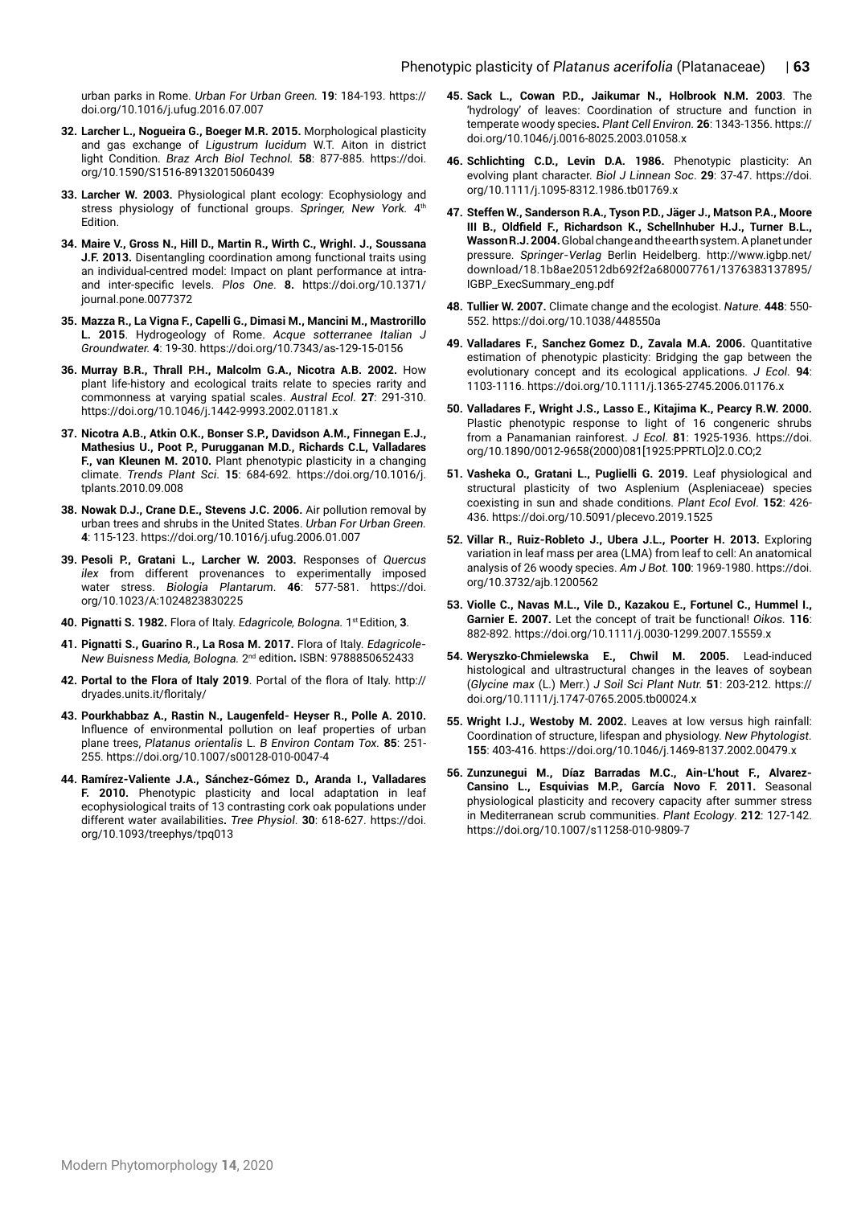urban parks in Rome. *Urban For Urban Green.* **19**: 184-193. https://doi.org/10.1016/j.ufug.2016.07.007

32. **Larcher L., Nogueira G., Boeger M.R. 2015.** Morphological plasticity and gas exchange of *Ligustrum lucidum* W.T. Aiton in district light Condition. *Braz Arch Biol Technol.* **58**: 877-885. https://doi.org/10.1590/S1516-89132015060439

33. **Larcher W. 2003.** Physiological plant ecology: Ecophysiology and stress physiology of functional groups. *Springer, New York.* 4th Edition.

34. **Maire V., Gross N., Hill D., Martin R., Wirth C., Wrighl. J., Soussana J.F. 2013.** Disentangling coordination among functional traits using an individual-centred model: Impact on plant performance at intra- and inter-specific levels. *Plos One*. **8.** https://doi.org/10.1371/journal.pone.0077372

35. **Mazza R., La Vigna F., Capelli G., Dimasi M., Mancini M., Mastrorillo L. 2015**. Hydrogeology of Rome. *Acque sotterranee Italian J Groundwater.* **4**: 19-30. https://doi.org/10.7343/as-129-15-0156

36. **Murray B.R., Thrall P.H., Malcolm G.A., Nicotra A.B. 2002.** How plant life-history and ecological traits relate to species rarity and commonness at varying spatial scales. *Austral Ecol.* **27**: 291-310. https://doi.org/10.1046/j.1442-9993.2002.01181.x

37. **Nicotra A.B., Atkin O.K., Bonser S.P., Davidson A.M., Finnegan E.J., Mathesius U., Poot P., Purugganan M.D., Richards C.L, Valladares F., van Kleunen M. 2010.** Plant phenotypic plasticity in a changing climate. *Trends Plant Sci*. **15**: 684-692. https://doi.org/10.1016/j.tplants.2010.09.008

38. **Nowak D.J., Crane D.E., Stevens J.C. 2006.** Air pollution removal by urban trees and shrubs in the United States. *Urban For Urban Green.* **4**: 115-123. https://doi.org/10.1016/j.ufug.2006.01.007

39. **Pesoli P., Gratani L., Larcher W. 2003.** Responses of *Quercus ilex* from different provenances to experimentally imposed water stress. *Biologia Plantarum*. **46**: 577-581. https://doi.org/10.1023/A:1024823830225

40. **Pignatti S. 1982.** Flora of Italy. *Edagricole, Bologna.* 1st Edition, **3**.

41. **Pignatti S., Guarino R., La Rosa M. 2017.** Flora of Italy. *Edagricole-New Buisness Media, Bologna.* 2nd edition**.** ISBN: 9788850652433

42. **Portal to the Flora of Italy 2019**. Portal of the flora of Italy. http://dryades.units.it/floritaly/

43. **Pourkhabbaz A., Rastin N., Laugenfeld- Heyser R., Polle A. 2010.** Influence of environmental pollution on leaf properties of urban plane trees, *Platanus orientalis* L. *B Environ Contam Tox.* **85**: 251-255. https://doi.org/10.1007/s00128-010-0047-4

44. **Ramírez-Valiente J.A., Sánchez-Gómez D., Aranda I., Valladares F. 2010.** Phenotypic plasticity and local adaptation in leaf ecophysiological traits of 13 contrasting cork oak populations under different water availabilities**.** *Tree Physiol*. **30**: 618-627. https://doi.org/10.1093/treephys/tpq013

45. **Sack L., Cowan P.D., Jaikumar N., Holbrook N.M. 2003**. The 'hydrology' of leaves: Coordination of structure and function in temperate woody species**.** *Plant Cell Environ.* **26**: 1343-1356. https://doi.org/10.1046/j.0016-8025.2003.01058.x

46. **Schlichting C.D., Levin D.A. 1986.** Phenotypic plasticity: An evolving plant character. *Biol J Linnean Soc*. **29**: 37-47. https://doi.org/10.1111/j.1095-8312.1986.tb01769.x

47. **Steffen W., Sanderson R.A., Tyson P.D., Jäger J., Matson P.A., Moore III B., Oldfield F., Richardson K., Schellnhuber H.J., Turner B.L., Wasson R.J. 2004.** Global change and the earth system. A planet under pressure. *Springer-Verlag* Berlin Heidelberg. http://www.igbp.net/download/18.1b8ae20512db692f2a680007761/1376383137895/IGBP_ExecSummary_eng.pdf

48. **Tullier W. 2007.** Climate change and the ecologist. *Nature.* **448**: 550-552. https://doi.org/10.1038/448550a

49. **Valladares F., Sanchez Gomez D., Zavala M.A. 2006.** Quantitative estimation of phenotypic plasticity: Bridging the gap between the evolutionary concept and its ecological applications. *J Ecol.* **94**: 1103-1116. https://doi.org/10.1111/j.1365-2745.2006.01176.x

50. **Valladares F., Wright J.S., Lasso E., Kitajima K., Pearcy R.W. 2000.** Plastic phenotypic response to light of 16 congeneric shrubs from a Panamanian rainforest. *J Ecol.* **81**: 1925-1936. https://doi.org/10.1890/0012-9658(2000)081[1925:PPRTLO]2.0.CO;2

51. **Vasheka O., Gratani L., Puglielli G. 2019.** Leaf physiological and structural plasticity of two Asplenium (Aspleniaceae) species coexisting in sun and shade conditions. *Plant Ecol Evol*. **152**: 426-436. https://doi.org/10.5091/plecevo.2019.1525

52. **Villar R., Ruiz-Robleto J., Ubera J.L., Poorter H. 2013.** Exploring variation in leaf mass per area (LMA) from leaf to cell: An anatomical analysis of 26 woody species. *Am J Bot.* **100**: 1969-1980. https://doi.org/10.3732/ajb.1200562

53. **Violle C., Navas M.L., Vile D., Kazakou E., Fortunel C., Hummel I., Garnier E. 2007.** Let the concept of trait be functional! *Oikos.* **116**: 882-892. https://doi.org/10.1111/j.0030-1299.2007.15559.x

54. **Weryszko-Chmielewska E., Chwil M. 2005.** Lead-induced histological and ultrastructural changes in the leaves of soybean (*Glycine max* (L.) Merr.) *J Soil Sci Plant Nutr.* **51**: 203-212. https://doi.org/10.1111/j.1747-0765.2005.tb00024.x

55. **Wright I.J., Westoby M. 2002.** Leaves at low versus high rainfall: Coordination of structure, lifespan and physiology. *New Phytologist*. **155**: 403-416. https://doi.org/10.1046/j.1469-8137.2002.00479.x

56. **Zunzunegui M., Díaz Barradas M.C., Ain-L'hout F., Alvarez-Cansino L., Esquivias M.P., García Novo F. 2011.** Seasonal physiological plasticity and recovery capacity after summer stress in Mediterranean scrub communities. *Plant Ecology*. **212**: 127-142. https://doi.org/10.1007/s11258-010-9809-7